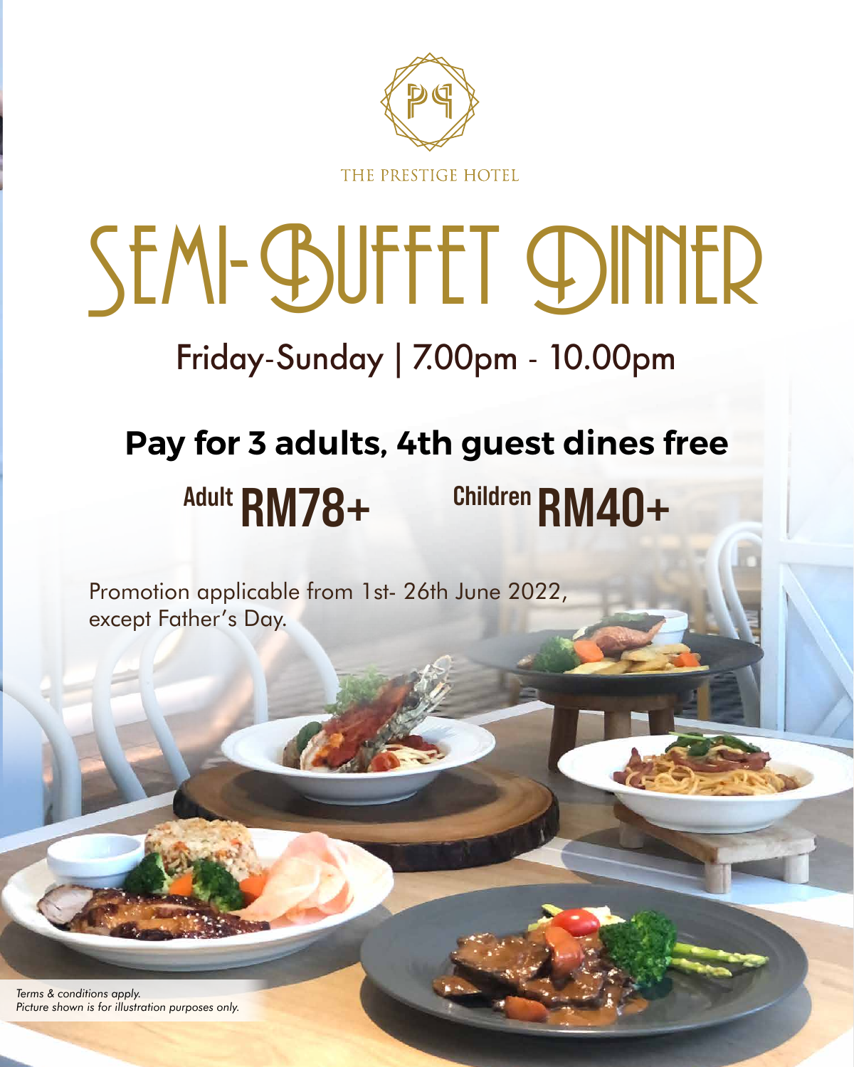THE PRESTIGE HOTEL

# SEMI-BUFFET DINNER

## Friday-Sunday | 7.00pm - 10.00pm

**Pay for 3 adults, 4th guest dines free**

Adult **RM78+** Children **RM40+**

Promotion applicable from 1st- 26th June 2022, except Father's Day.

*Terms & conditions apply.*
*Picture shown is for illustration purposes only.*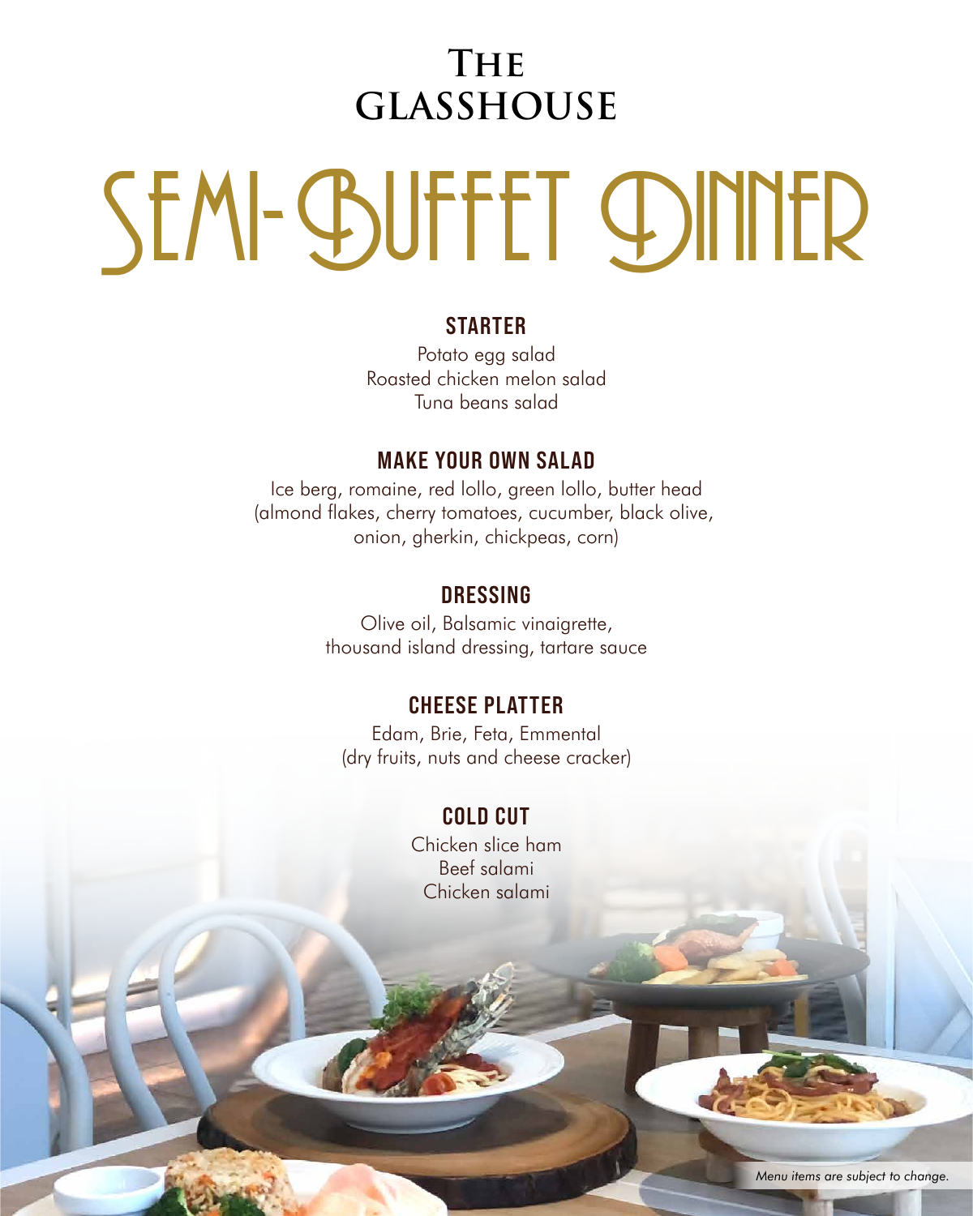# THE GLASSHOUSE

# SEMI-BUFFET DINNER

## STARTER

Potato egg salad
Roasted chicken melon salad
Tuna beans salad

## MAKE YOUR OWN SALAD

Ice berg, romaine, red lollo, green lollo, butter head
(almond flakes, cherry tomatoes, cucumber, black olive, onion, gherkin, chickpeas, corn)

## DRESSING

Olive oil, Balsamic vinaigrette,
thousand island dressing, tartare sauce

## CHEESE PLATTER

Edam, Brie, Feta, Emmental
(dry fruits, nuts and cheese cracker)

## COLD CUT

Chicken slice ham
Beef salami
Chicken salami

*Menu items are subject to change.*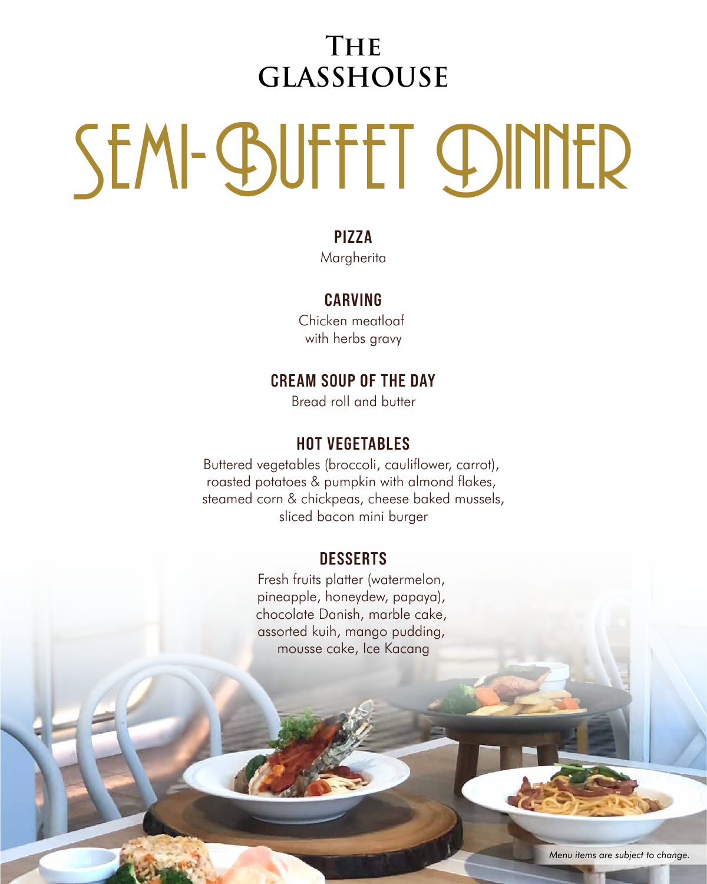# THE GLASSHOUSE

# SEMI-BUFFET DINNER

## PIZZA

Margherita

## CARVING

Chicken meatloaf
with herbs gravy

## CREAM SOUP OF THE DAY

Bread roll and butter

## HOT VEGETABLES

Buttered vegetables (broccoli, cauliflower, carrot),
roasted potatoes & pumpkin with almond flakes,
steamed corn & chickpeas, cheese baked mussels,
sliced bacon mini burger

## DESSERTS

Fresh fruits platter (watermelon,
pineapple, honeydew, papaya),
chocolate Danish, marble cake,
assorted kuih, mango pudding,
mousse cake, Ice Kacang

*Menu items are subject to change.*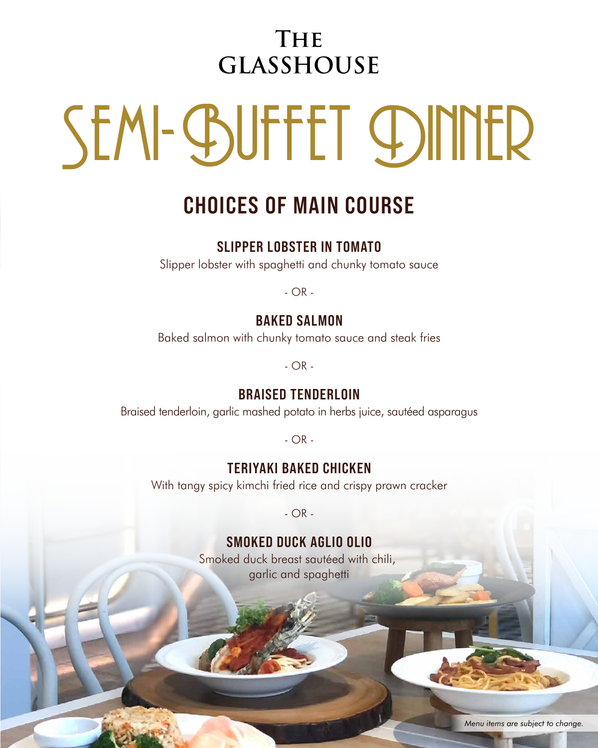# THE GLASSHOUSE

# SEMI-BUFFET DINNER

## CHOICES OF MAIN COURSE

### SLIPPER LOBSTER IN TOMATO

Slipper lobster with spaghetti and chunky tomato sauce

- OR -

### BAKED SALMON

Baked salmon with chunky tomato sauce and steak fries

- OR -

### BRAISED TENDERLOIN

Braised tenderloin, garlic mashed potato in herbs juice, sautéed asparagus

- OR -

### TERIYAKI BAKED CHICKEN

With tangy spicy kimchi fried rice and crispy prawn cracker

- OR -

### SMOKED DUCK AGLIO OLIO

Smoked duck breast sautéed with chili, garlic and spaghetti

*Menu items are subject to change.*